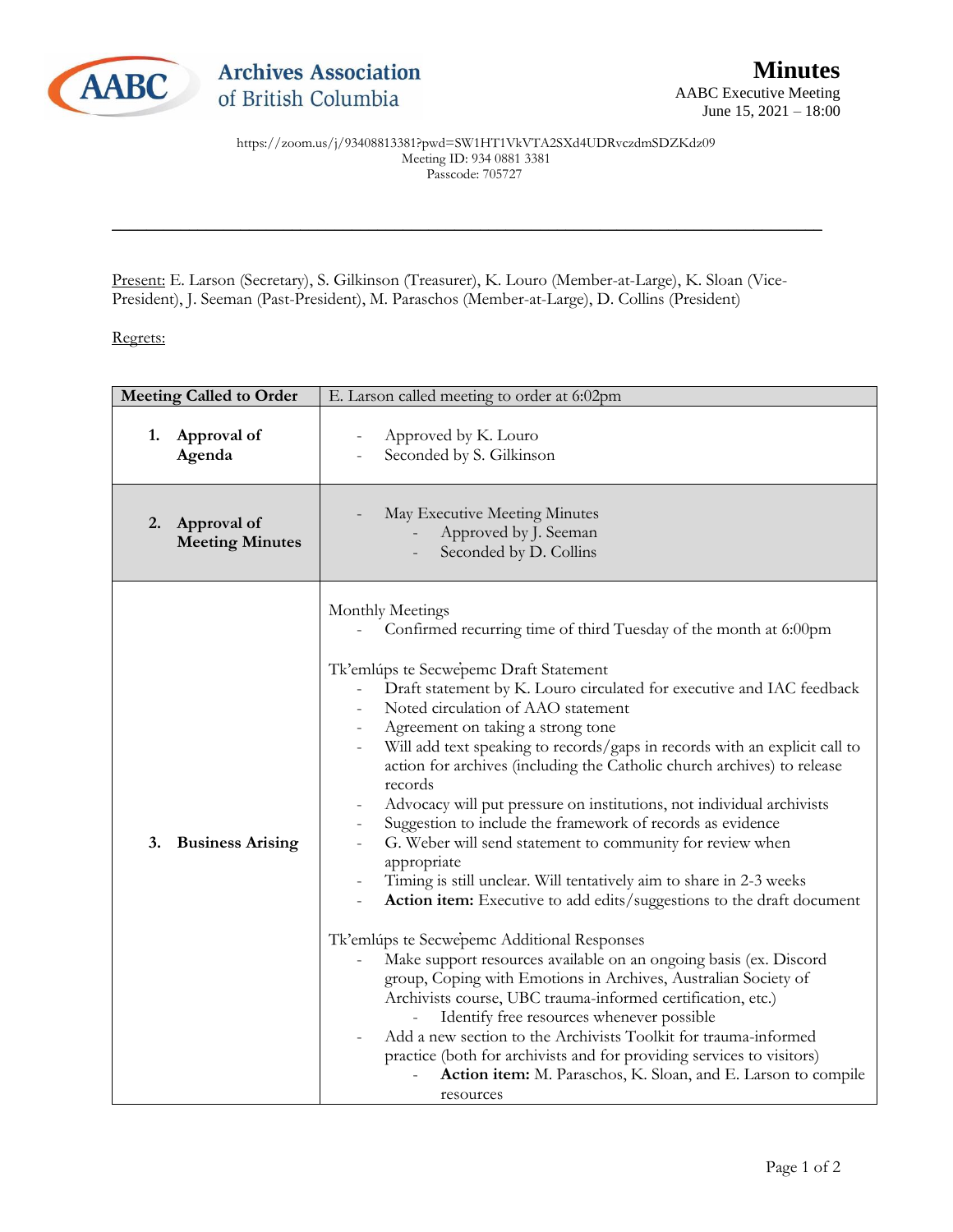Archives Association of British Columbia

# Minutes

AABC Executive Meeting
June 15, 2021 – 18:00

https://zoom.us/j/93408813381?pwd=SW1HT1VkVTA2SXd4UDRvczdmSDZKdz09
Meeting ID: 934 0881 3381
Passcode: 705727

---

Present: E. Larson (Secretary), S. Gilkinson (Treasurer), K. Louro (Member-at-Large), K. Sloan (Vice-President), J. Seeman (Past-President), M. Paraschos (Member-at-Large), D. Collins (President)

Regrets:

| Meeting Called to Order | E. Larson called meeting to order at 6:02pm |
|---|---|
| **1. Approval of Agenda** | - Approved by K. Louro<br>- Seconded by S. Gilkinson |
| **2. Approval of Meeting Minutes** | - May Executive Meeting Minutes<br>&nbsp;&nbsp;&nbsp;&nbsp;- Approved by J. Seeman<br>&nbsp;&nbsp;&nbsp;&nbsp;- Seconded by D. Collins |
| **3. Business Arising** | Monthly Meetings<br>- Confirmed recurring time of third Tuesday of the month at 6:00pm<br><br>Tk'emlúps te Secwe̓pemc Draft Statement<br>- Draft statement by K. Louro circulated for executive and IAC feedback<br>- Noted circulation of AAO statement<br>- Agreement on taking a strong tone<br>- Will add text speaking to records/gaps in records with an explicit call to action for archives (including the Catholic church archives) to release records<br>- Advocacy will put pressure on institutions, not individual archivists<br>- Suggestion to include the framework of records as evidence<br>- G. Weber will send statement to community for review when appropriate<br>- Timing is still unclear. Will tentatively aim to share in 2-3 weeks<br>- **Action item:** Executive to add edits/suggestions to the draft document<br><br>Tk'emlúps te Secwe̓pemc Additional Responses<br>- Make support resources available on an ongoing basis (ex. Discord group, Coping with Emotions in Archives, Australian Society of Archivists course, UBC trauma-informed certification, etc.)<br>&nbsp;&nbsp;&nbsp;&nbsp;- Identify free resources whenever possible<br>- Add a new section to the Archivists Toolkit for trauma-informed practice (both for archivists and for providing services to visitors)<br>&nbsp;&nbsp;&nbsp;&nbsp;- **Action item:** M. Paraschos, K. Sloan, and E. Larson to compile resources |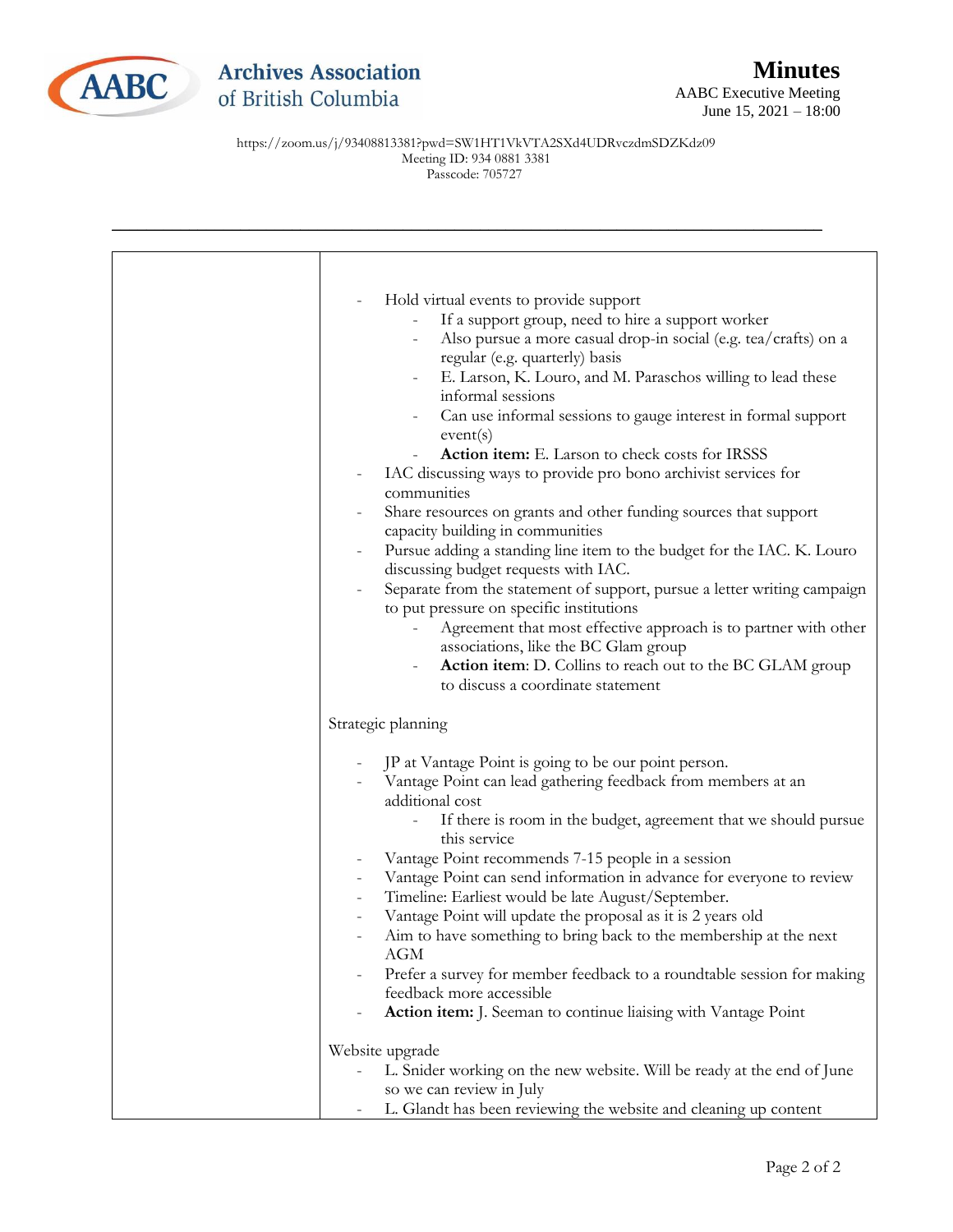# Minutes

AABC Executive Meeting
June 15, 2021 – 18:00

https://zoom.us/j/93408813381?pwd=SW1HT1VkVTA2SXd4UDRvczdmSDZKdz09
Meeting ID: 934 0881 3381
Passcode: 705727

---

- Hold virtual events to provide support
  - If a support group, need to hire a support worker
  - Also pursue a more casual drop-in social (e.g. tea/crafts) on a regular (e.g. quarterly) basis
  - E. Larson, K. Louro, and M. Paraschos willing to lead these informal sessions
  - Can use informal sessions to gauge interest in formal support event(s)
  - **Action item:** E. Larson to check costs for IRSSS
- IAC discussing ways to provide pro bono archivist services for communities
- Share resources on grants and other funding sources that support capacity building in communities
- Pursue adding a standing line item to the budget for the IAC. K. Louro discussing budget requests with IAC.
- Separate from the statement of support, pursue a letter writing campaign to put pressure on specific institutions
  - Agreement that most effective approach is to partner with other associations, like the BC Glam group
  - **Action item**: D. Collins to reach out to the BC GLAM group to discuss a coordinate statement

Strategic planning

- JP at Vantage Point is going to be our point person.
- Vantage Point can lead gathering feedback from members at an additional cost
  - If there is room in the budget, agreement that we should pursue this service
- Vantage Point recommends 7-15 people in a session
- Vantage Point can send information in advance for everyone to review
- Timeline: Earliest would be late August/September.
- Vantage Point will update the proposal as it is 2 years old
- Aim to have something to bring back to the membership at the next AGM
- Prefer a survey for member feedback to a roundtable session for making feedback more accessible
- **Action item:** J. Seeman to continue liaising with Vantage Point

Website upgrade

- L. Snider working on the new website. Will be ready at the end of June so we can review in July
- L. Glandt has been reviewing the website and cleaning up content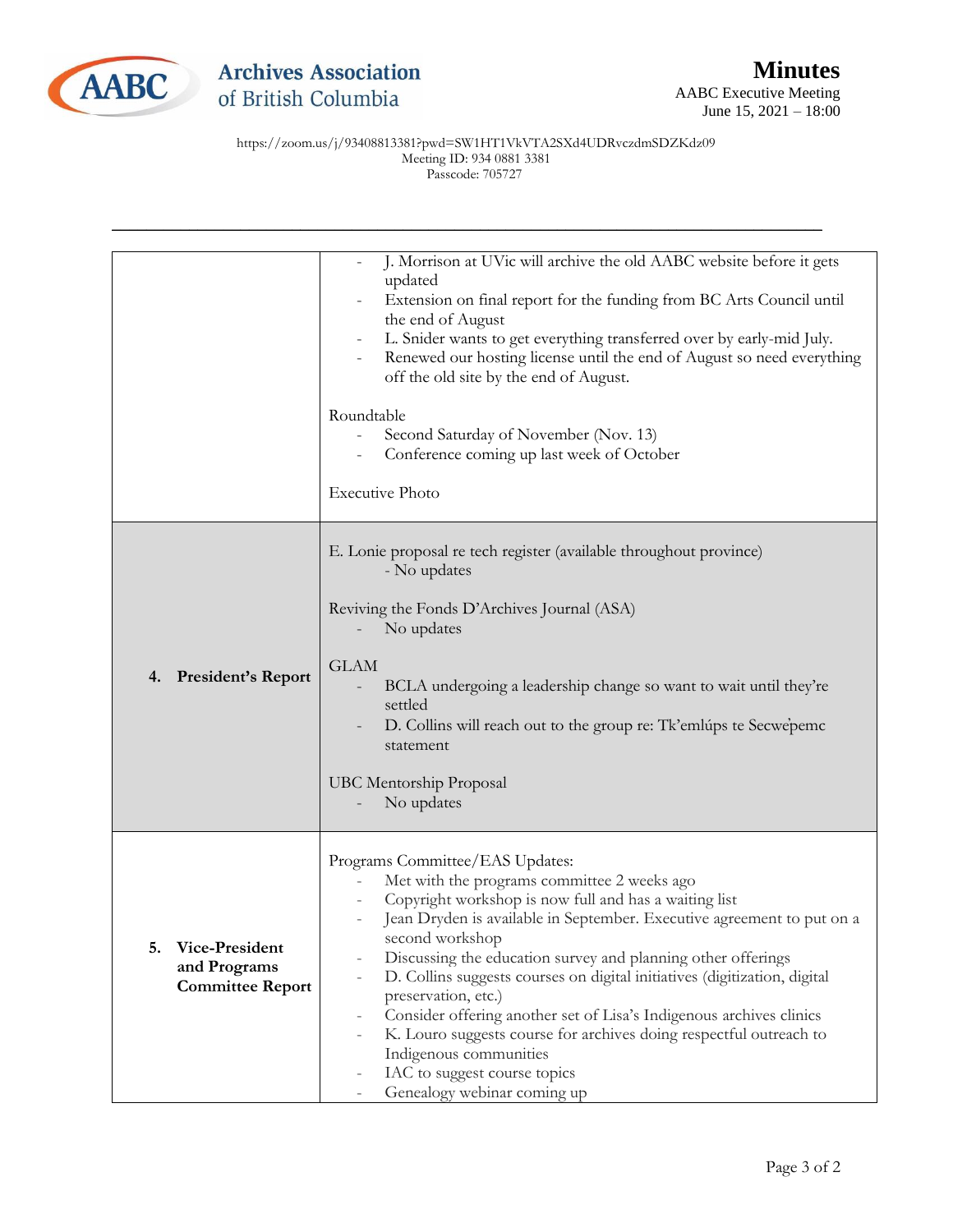| | |
|---|---|
| | - J. Morrison at UVic will archive the old AABC website before it gets updated<br>- Extension on final report for the funding from BC Arts Council until the end of August<br>- L. Snider wants to get everything transferred over by early-mid July.<br>- Renewed our hosting license until the end of August so need everything off the old site by the end of August.<br><br>Roundtable<br>- Second Saturday of November (Nov. 13)<br>- Conference coming up last week of October<br><br>Executive Photo |
| **4. President's Report** | E. Lonie proposal re tech register (available throughout province)<br>- No updates<br><br>Reviving the Fonds D'Archives Journal (ASA)<br>- No updates<br><br>GLAM<br>- BCLA undergoing a leadership change so want to wait until they're settled<br>- D. Collins will reach out to the group re: Tk'emlúps te Secwe̓pemc statement<br><br>UBC Mentorship Proposal<br>- No updates |
| **5. Vice-President and Programs Committee Report** | Programs Committee/EAS Updates:<br>- Met with the programs committee 2 weeks ago<br>- Copyright workshop is now full and has a waiting list<br>- Jean Dryden is available in September. Executive agreement to put on a second workshop<br>- Discussing the education survey and planning other offerings<br>- D. Collins suggests courses on digital initiatives (digitization, digital preservation, etc.)<br>- Consider offering another set of Lisa's Indigenous archives clinics<br>- K. Louro suggests course for archives doing respectful outreach to Indigenous communities<br>- IAC to suggest course topics<br>- Genealogy webinar coming up |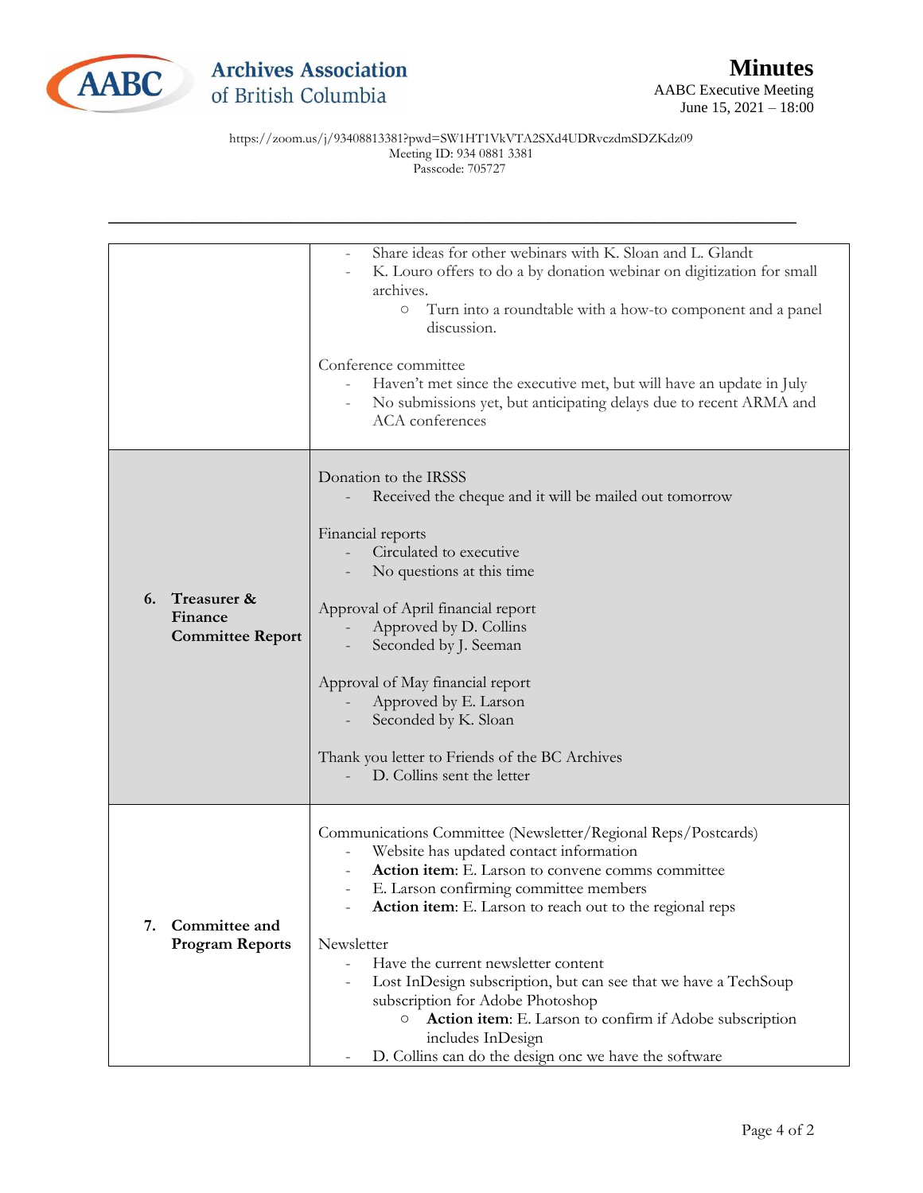https://zoom.us/j/93408813381?pwd=SW1HT1VkVTA2SXd4UDRvczdmSDZKdz09
Meeting ID: 934 0881 3381
Passcode: 705727

| | |
|---|---|
| | - Share ideas for other webinars with K. Sloan and L. Glandt<br>- K. Louro offers to do a by donation webinar on digitization for small archives.<br>  ○ Turn into a roundtable with a how-to component and a panel discussion.<br><br>Conference committee<br>- Haven't met since the executive met, but will have an update in July<br>- No submissions yet, but anticipating delays due to recent ARMA and ACA conferences |
| **6. Treasurer & Finance Committee Report** | Donation to the IRSSS<br>- Received the cheque and it will be mailed out tomorrow<br><br>Financial reports<br>- Circulated to executive<br>- No questions at this time<br><br>Approval of April financial report<br>- Approved by D. Collins<br>- Seconded by J. Seeman<br><br>Approval of May financial report<br>- Approved by E. Larson<br>- Seconded by K. Sloan<br><br>Thank you letter to Friends of the BC Archives<br>- D. Collins sent the letter |
| **7. Committee and Program Reports** | Communications Committee (Newsletter/Regional Reps/Postcards)<br>- Website has updated contact information<br>- **Action item**: E. Larson to convene comms committee<br>- E. Larson confirming committee members<br>- **Action item**: E. Larson to reach out to the regional reps<br><br>Newsletter<br>- Have the current newsletter content<br>- Lost InDesign subscription, but can see that we have a TechSoup subscription for Adobe Photoshop<br>  ○ **Action item**: E. Larson to confirm if Adobe subscription includes InDesign<br>- D. Collins can do the design onc we have the software |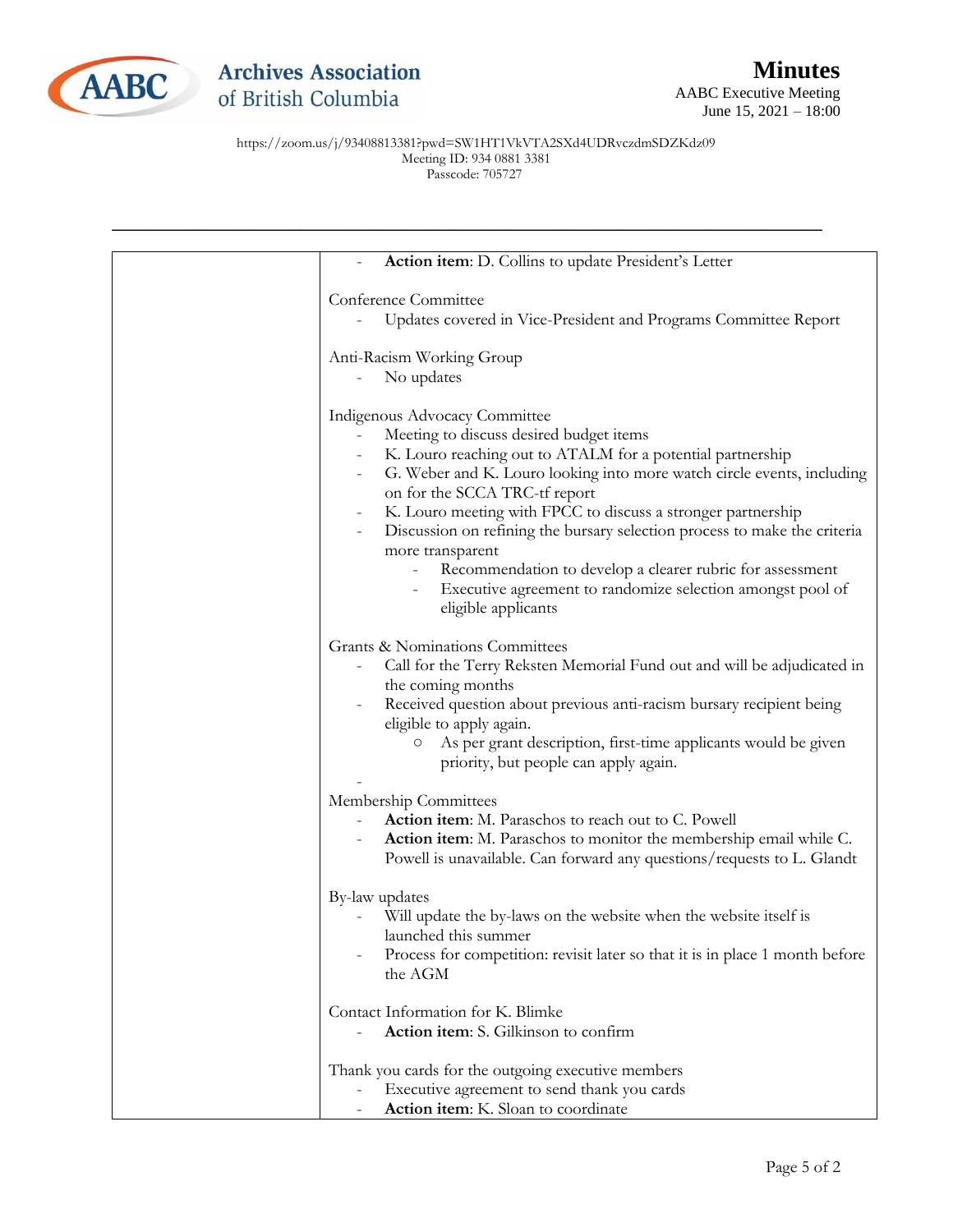Minutes
AABC Executive Meeting
June 15, 2021 – 18:00

https://zoom.us/j/93408813381?pwd=SW1HT1VkVTA2SXd4UDRvczdmSDZKdz09
Meeting ID: 934 0881 3381
Passcode: 705727

| | |
|---|---|
| | - **Action item**: D. Collins to update President's Letter<br><br>Conference Committee<br>- Updates covered in Vice-President and Programs Committee Report<br><br>Anti-Racism Working Group<br>- No updates<br><br>Indigenous Advocacy Committee<br>- Meeting to discuss desired budget items<br>- K. Louro reaching out to ATALM for a potential partnership<br>- G. Weber and K. Louro looking into more watch circle events, including on for the SCCA TRC-tf report<br>- K. Louro meeting with FPCC to discuss a stronger partnership<br>- Discussion on refining the bursary selection process to make the criteria more transparent<br>&nbsp;&nbsp;&nbsp;&nbsp;- Recommendation to develop a clearer rubric for assessment<br>&nbsp;&nbsp;&nbsp;&nbsp;- Executive agreement to randomize selection amongst pool of eligible applicants<br><br>Grants & Nominations Committees<br>- Call for the Terry Reksten Memorial Fund out and will be adjudicated in the coming months<br>- Received question about previous anti-racism bursary recipient being eligible to apply again.<br>&nbsp;&nbsp;&nbsp;&nbsp;○ As per grant description, first-time applicants would be given priority, but people can apply again.<br>-<br>Membership Committees<br>- **Action item**: M. Paraschos to reach out to C. Powell<br>- **Action item**: M. Paraschos to monitor the membership email while C. Powell is unavailable. Can forward any questions/requests to L. Glandt<br><br>By-law updates<br>- Will update the by-laws on the website when the website itself is launched this summer<br>- Process for competition: revisit later so that it is in place 1 month before the AGM<br><br>Contact Information for K. Blimke<br>- **Action item**: S. Gilkinson to confirm<br><br>Thank you cards for the outgoing executive members<br>- Executive agreement to send thank you cards<br>- **Action item**: K. Sloan to coordinate |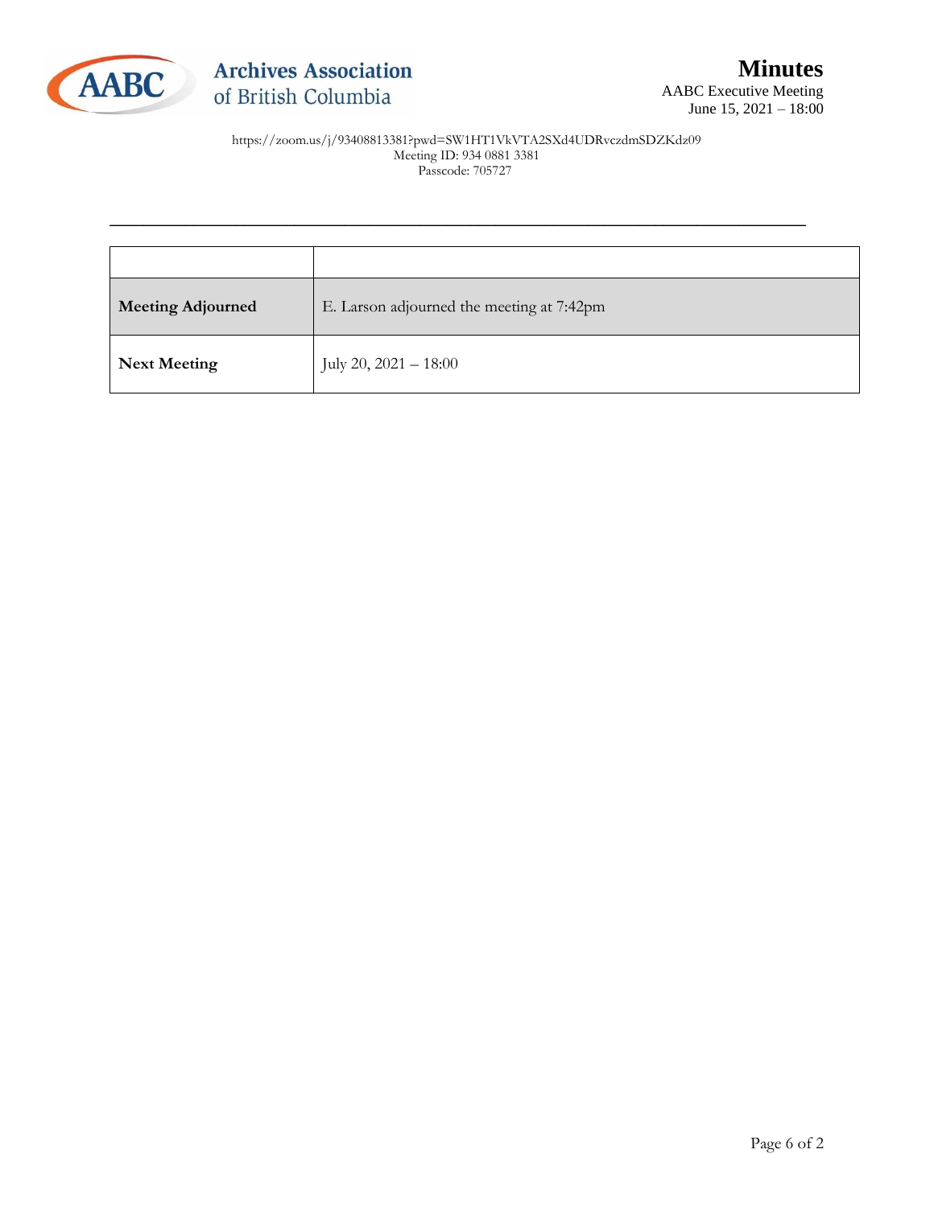# Minutes

AABC Executive Meeting
June 15, 2021 – 18:00

https://zoom.us/j/93408813381?pwd=SW1HT1VkVTA2SXd4UDRvczdmSDZKdz09
Meeting ID: 934 0881 3381
Passcode: 705727

---

| | |
|---|---|
| **Meeting Adjourned** | E. Larson adjourned the meeting at 7:42pm |
| **Next Meeting** | July 20, 2021 – 18:00 |